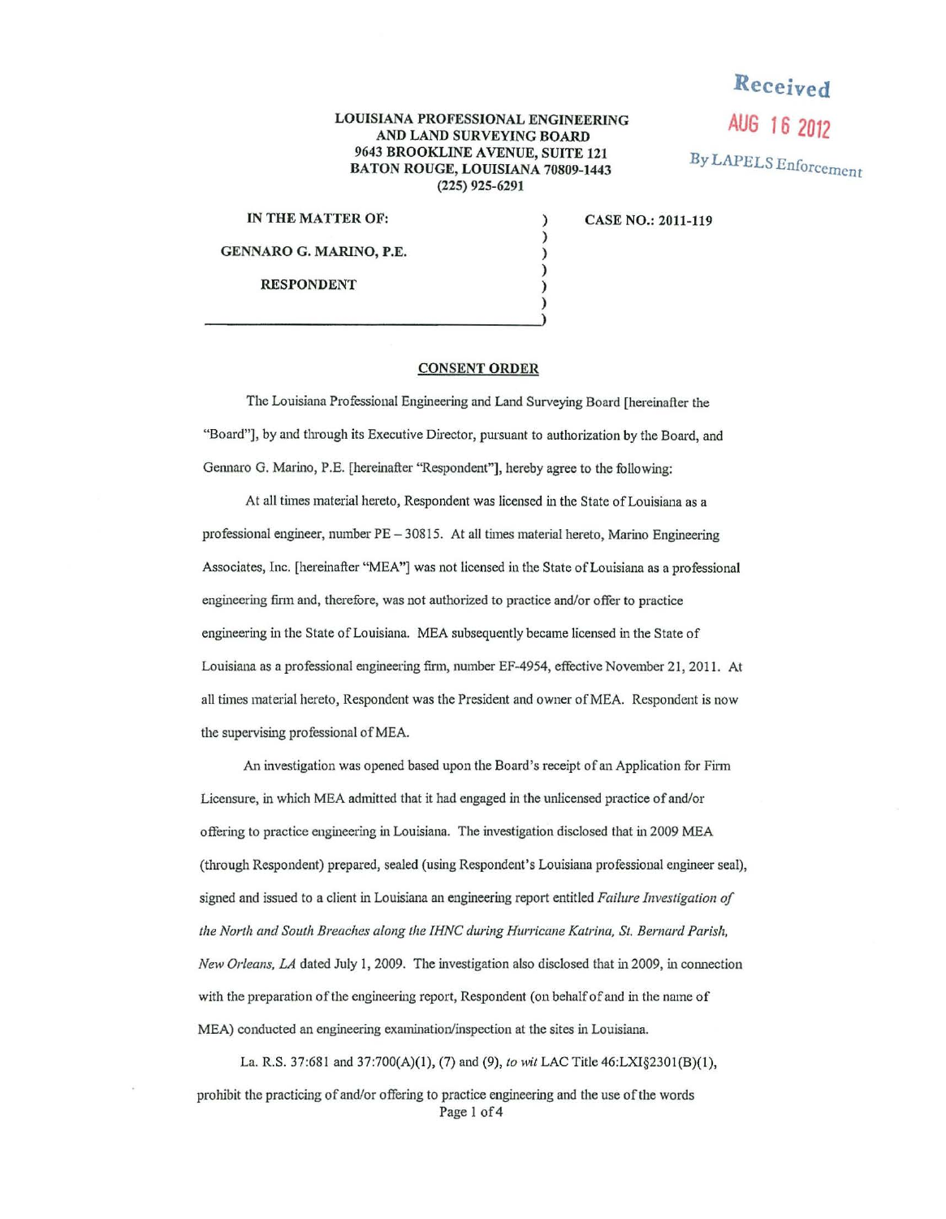Received
AUG 16 2012
By LAPELS Enforcement

**LOUISIANA PROFESSIONAL ENGINEERING AND LAND SURVEYING BOARD**
**9643 BROOKLINE AVENUE, SUITE 121**
**BATON ROUGE, LOUISIANA 70809-1443**
**(225) 925-6291**

| | | |
|---|---|---|
| **IN THE MATTER OF:** | ) | **CASE NO.: 2011-119** |
| | ) | |
| **GENNARO G. MARINO, P.E.** | ) | |
| | ) | |
| **RESPONDENT** | ) | |
| | ) | |

## CONSENT ORDER

The Louisiana Professional Engineering and Land Surveying Board [hereinafter the "Board"], by and through its Executive Director, pursuant to authorization by the Board, and Gennaro G. Marino, P.E. [hereinafter "Respondent"], hereby agree to the following:

At all times material hereto, Respondent was licensed in the State of Louisiana as a professional engineer, number PE – 30815. At all times material hereto, Marino Engineering Associates, Inc. [hereinafter "MEA"] was not licensed in the State of Louisiana as a professional engineering firm and, therefore, was not authorized to practice and/or offer to practice engineering in the State of Louisiana. MEA subsequently became licensed in the State of Louisiana as a professional engineering firm, number EF-4954, effective November 21, 2011. At all times material hereto, Respondent was the President and owner of MEA. Respondent is now the supervising professional of MEA.

An investigation was opened based upon the Board's receipt of an Application for Firm Licensure, in which MEA admitted that it had engaged in the unlicensed practice of and/or offering to practice engineering in Louisiana. The investigation disclosed that in 2009 MEA (through Respondent) prepared, sealed (using Respondent's Louisiana professional engineer seal), signed and issued to a client in Louisiana an engineering report entitled *Failure Investigation of the North and South Breaches along the IHNC during Hurricane Katrina, St. Bernard Parish, New Orleans, LA* dated July 1, 2009. The investigation also disclosed that in 2009, in connection with the preparation of the engineering report, Respondent (on behalf of and in the name of MEA) conducted an engineering examination/inspection at the sites in Louisiana.

La. R.S. 37:681 and 37:700(A)(1), (7) and (9), *to wit* LAC Title 46:LXI§2301(B)(1), prohibit the practicing of and/or offering to practice engineering and the use of the words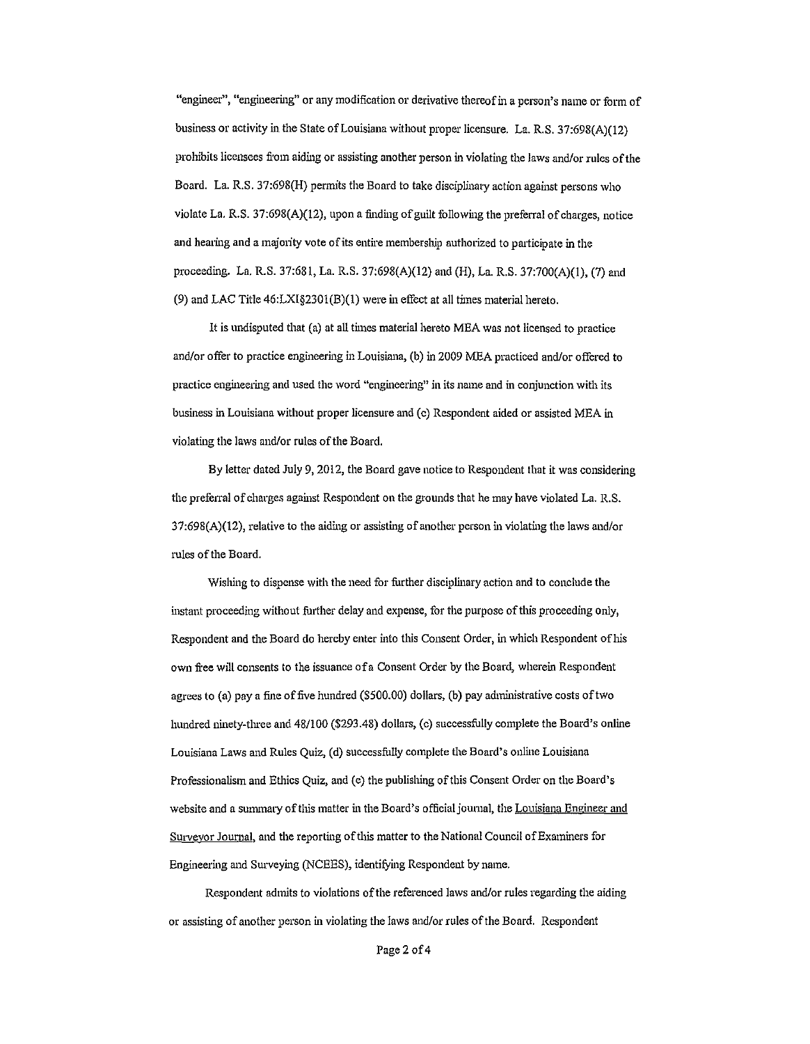"engineer", "engineering" or any modification or derivative thereof in a person's name or form of business or activity in the State of Louisiana without proper licensure. La. R.S. 37:698(A)(12) prohibits licensees from aiding or assisting another person in violating the laws and/or rules of the Board. La. R.S. 37:698(H) permits the Board to take disciplinary action against persons who violate La. R.S. 37:698(A)(12), upon a finding of guilt following the preferral of charges, notice and hearing and a majority vote of its entire membership authorized to participate in the proceeding. La. R.S. 37:681, La. R.S. 37:698(A)(12) and (H), La. R.S. 37:700(A)(1), (7) and (9) and LAC Title 46:LXI§2301(B)(1) were in effect at all times material hereto.

It is undisputed that (a) at all times material hereto MEA was not licensed to practice and/or offer to practice engineering in Louisiana, (b) in 2009 MEA practiced and/or offered to practice engineering and used the word "engineering" in its name and in conjunction with its business in Louisiana without proper licensure and (c) Respondent aided or assisted MEA in violating the laws and/or rules of the Board.

By letter dated July 9, 2012, the Board gave notice to Respondent that it was considering the preferral of charges against Respondent on the grounds that he may have violated La. R.S. 37:698(A)(12), relative to the aiding or assisting of another person in violating the laws and/or rules of the Board.

Wishing to dispense with the need for further disciplinary action and to conclude the instant proceeding without further delay and expense, for the purpose of this proceeding only, Respondent and the Board do hereby enter into this Consent Order, in which Respondent of his own free will consents to the issuance of a Consent Order by the Board, wherein Respondent agrees to (a) pay a fine of five hundred ($500.00) dollars, (b) pay administrative costs of two hundred ninety-three and 48/100 ($293.48) dollars, (c) successfully complete the Board's online Louisiana Laws and Rules Quiz, (d) successfully complete the Board's online Louisiana Professionalism and Ethics Quiz, and (e) the publishing of this Consent Order on the Board's website and a summary of this matter in the Board's official journal, the Louisiana Engineer and Surveyor Journal, and the reporting of this matter to the National Council of Examiners for Engineering and Surveying (NCEES), identifying Respondent by name.

Respondent admits to violations of the referenced laws and/or rules regarding the aiding or assisting of another person in violating the laws and/or rules of the Board. Respondent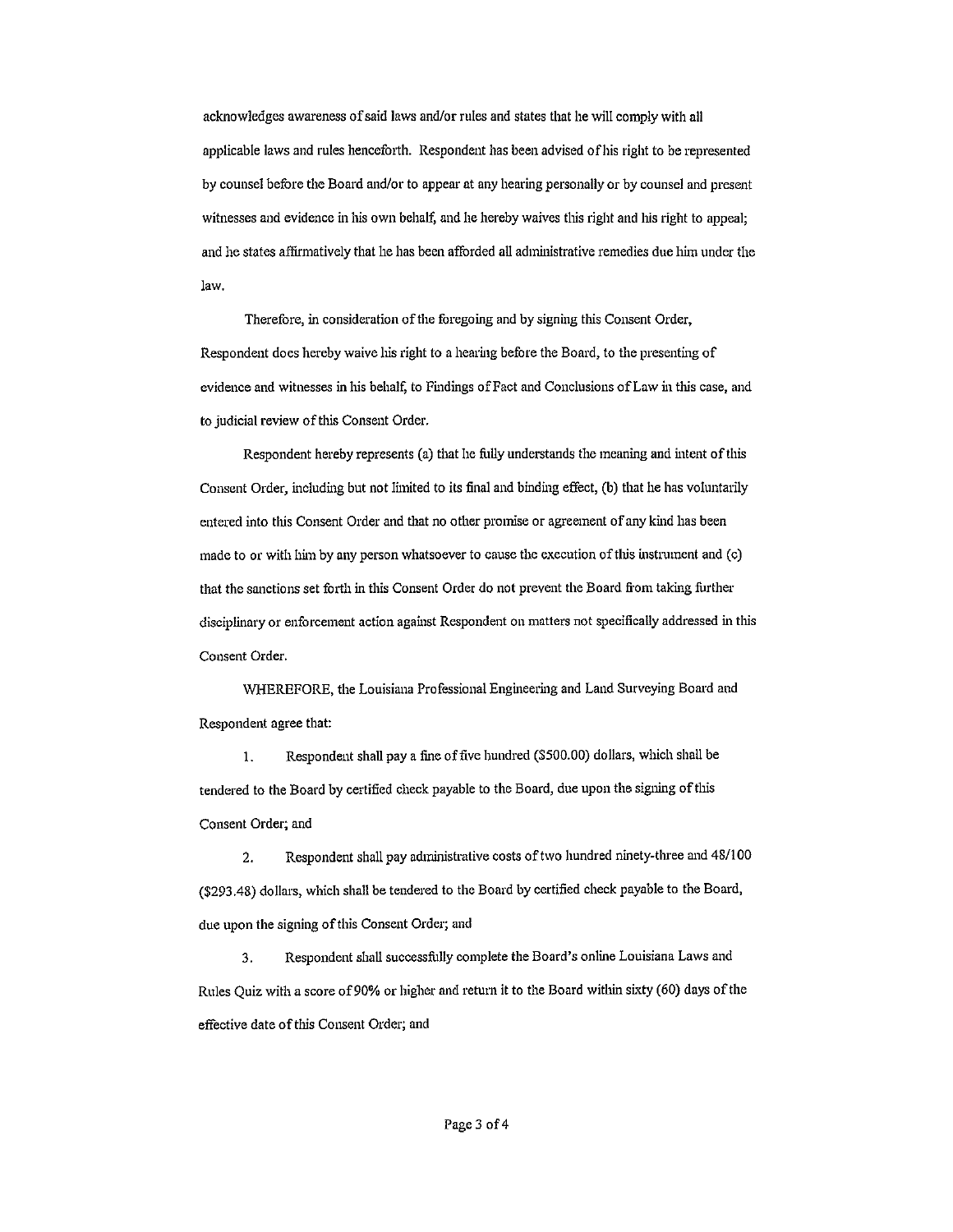acknowledges awareness of said laws and/or rules and states that he will comply with all applicable laws and rules henceforth. Respondent has been advised of his right to be represented by counsel before the Board and/or to appear at any hearing personally or by counsel and present witnesses and evidence in his own behalf, and he hereby waives this right and his right to appeal; and he states affirmatively that he has been afforded all administrative remedies due him under the law.

Therefore, in consideration of the foregoing and by signing this Consent Order, Respondent does hereby waive his right to a hearing before the Board, to the presenting of evidence and witnesses in his behalf, to Findings of Fact and Conclusions of Law in this case, and to judicial review of this Consent Order.

Respondent hereby represents (a) that he fully understands the meaning and intent of this Consent Order, including but not limited to its final and binding effect, (b) that he has voluntarily entered into this Consent Order and that no other promise or agreement of any kind has been made to or with him by any person whatsoever to cause the execution of this instrument and (c) that the sanctions set forth in this Consent Order do not prevent the Board from taking further disciplinary or enforcement action against Respondent on matters not specifically addressed in this Consent Order.

WHEREFORE, the Louisiana Professional Engineering and Land Surveying Board and Respondent agree that:

1. Respondent shall pay a fine of five hundred ($500.00) dollars, which shall be tendered to the Board by certified check payable to the Board, due upon the signing of this Consent Order; and

2. Respondent shall pay administrative costs of two hundred ninety-three and 48/100 ($293.48) dollars, which shall be tendered to the Board by certified check payable to the Board, due upon the signing of this Consent Order; and

3. Respondent shall successfully complete the Board's online Louisiana Laws and Rules Quiz with a score of 90% or higher and return it to the Board within sixty (60) days of the effective date of this Consent Order; and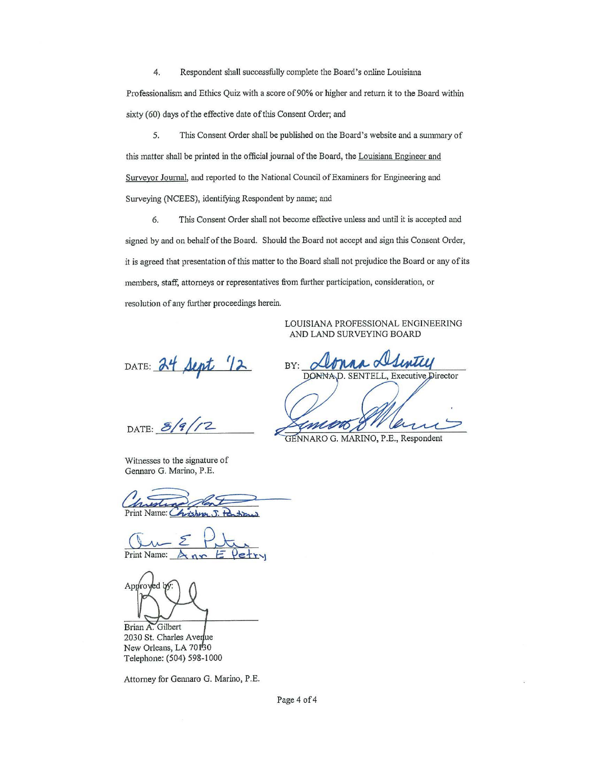4. Respondent shall successfully complete the Board's online Louisiana Professionalism and Ethics Quiz with a score of 90% or higher and return it to the Board within sixty (60) days of the effective date of this Consent Order; and

5. This Consent Order shall be published on the Board's website and a summary of this matter shall be printed in the official journal of the Board, the Louisiana Engineer and Surveyor Journal, and reported to the National Council of Examiners for Engineering and Surveying (NCEES), identifying Respondent by name; and

6. This Consent Order shall not become effective unless and until it is accepted and signed by and on behalf of the Board. Should the Board not accept and sign this Consent Order, it is agreed that presentation of this matter to the Board shall not prejudice the Board or any of its members, staff, attorneys or representatives from further participation, consideration, or resolution of any further proceedings herein.

LOUISIANA PROFESSIONAL ENGINEERING AND LAND SURVEYING BOARD

DATE: 24 Sept '12

BY: Donna D. Sentell
DONNA D. SENTELL, Executive Director

DATE: 8/9/12

Gennaro G. Marino
GENNARO G. MARINO, P.E., Respondent

Witnesses to the signature of Gennaro G. Marino, P.E.

Christina Pontoux
Print Name: Christina S. Pontoux

Ann E Petry
Print Name: Ann E Petry

Approved by:

Brian A. Gilbert
2030 St. Charles Avenue
New Orleans, LA 70130
Telephone: (504) 598-1000

Attorney for Gennaro G. Marino, P.E.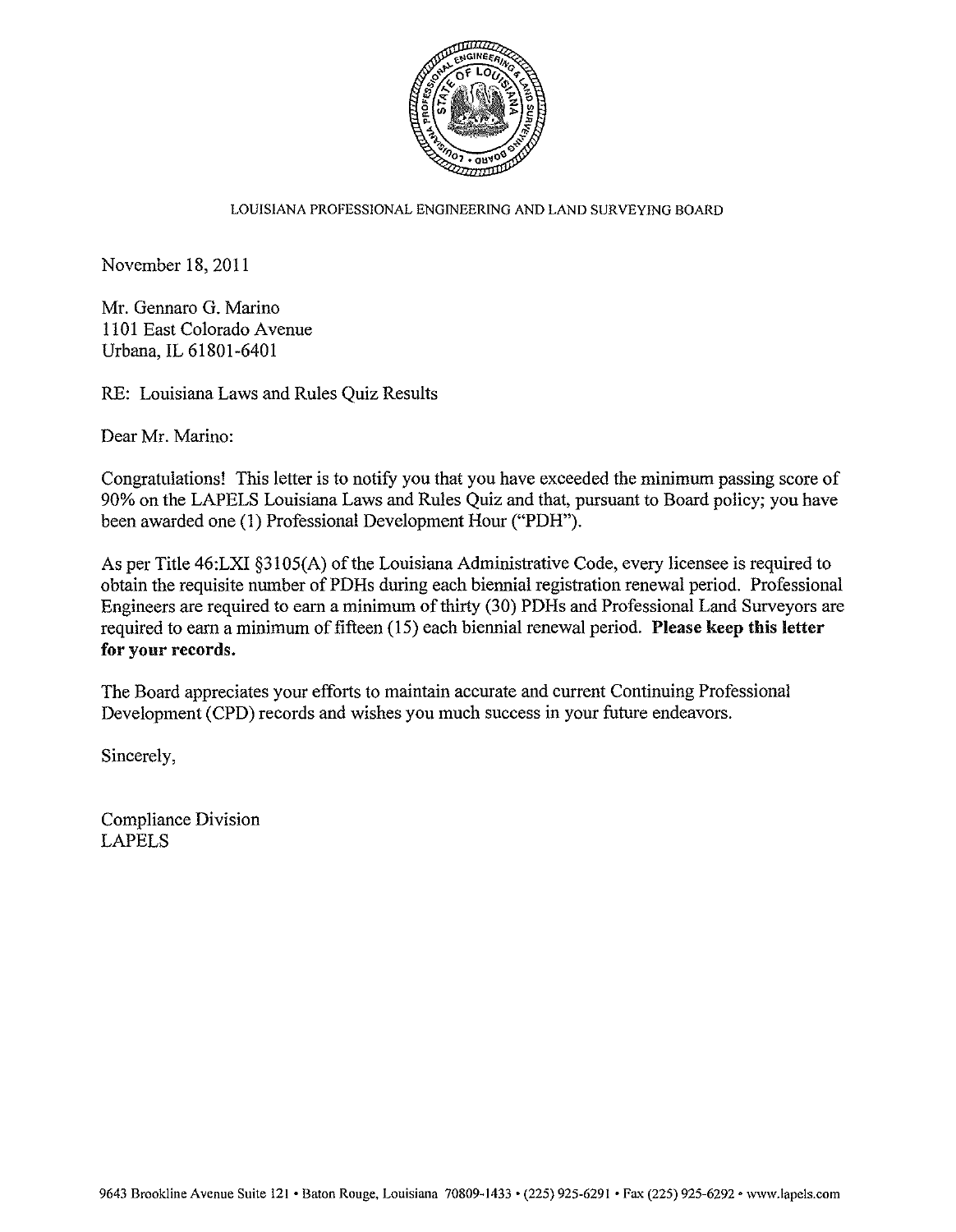LOUISIANA PROFESSIONAL ENGINEERING AND LAND SURVEYING BOARD

November 18, 2011

Mr. Gennaro G. Marino
1101 East Colorado Avenue
Urbana, IL 61801-6401

RE: Louisiana Laws and Rules Quiz Results

Dear Mr. Marino:

Congratulations! This letter is to notify you that you have exceeded the minimum passing score of 90% on the LAPELS Louisiana Laws and Rules Quiz and that, pursuant to Board policy; you have been awarded one (1) Professional Development Hour ("PDH").

As per Title 46:LXI §3105(A) of the Louisiana Administrative Code, every licensee is required to obtain the requisite number of PDHs during each biennial registration renewal period. Professional Engineers are required to earn a minimum of thirty (30) PDHs and Professional Land Surveyors are required to earn a minimum of fifteen (15) each biennial renewal period. **Please keep this letter for your records.**

The Board appreciates your efforts to maintain accurate and current Continuing Professional Development (CPD) records and wishes you much success in your future endeavors.

Sincerely,

Compliance Division
LAPELS

9643 Brookline Avenue Suite 121 • Baton Rouge, Louisiana 70809-1433 • (225) 925-6291 • Fax (225) 925-6292 • www.lapels.com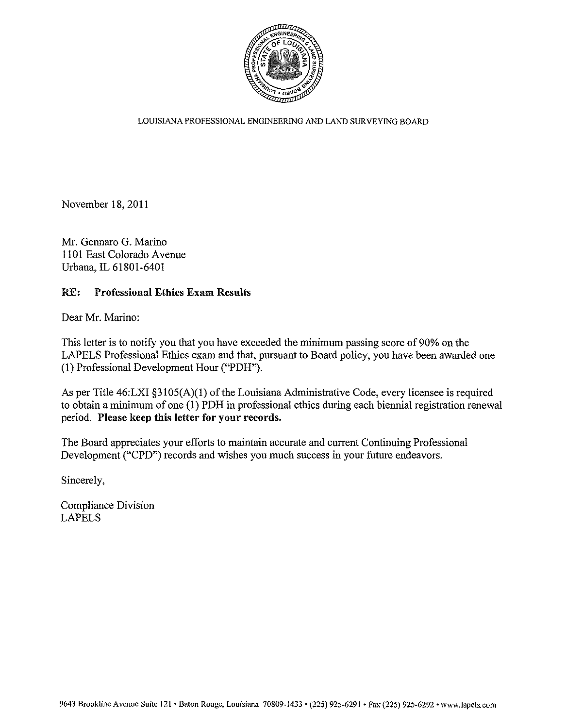LOUISIANA PROFESSIONAL ENGINEERING AND LAND SURVEYING BOARD

November 18, 2011

Mr. Gennaro G. Marino
1101 East Colorado Avenue
Urbana, IL 61801-6401

**RE: Professional Ethics Exam Results**

Dear Mr. Marino:

This letter is to notify you that you have exceeded the minimum passing score of 90% on the LAPELS Professional Ethics exam and that, pursuant to Board policy, you have been awarded one (1) Professional Development Hour ("PDH").

As per Title 46:LXI §3105(A)(1) of the Louisiana Administrative Code, every licensee is required to obtain a minimum of one (1) PDH in professional ethics during each biennial registration renewal period. **Please keep this letter for your records.**

The Board appreciates your efforts to maintain accurate and current Continuing Professional Development ("CPD") records and wishes you much success in your future endeavors.

Sincerely,

Compliance Division
LAPELS

9643 Brookline Avenue Suite 121 • Baton Rouge, Louisiana 70809-1433 • (225) 925-6291 • Fax (225) 925-6292 • www.lapels.com